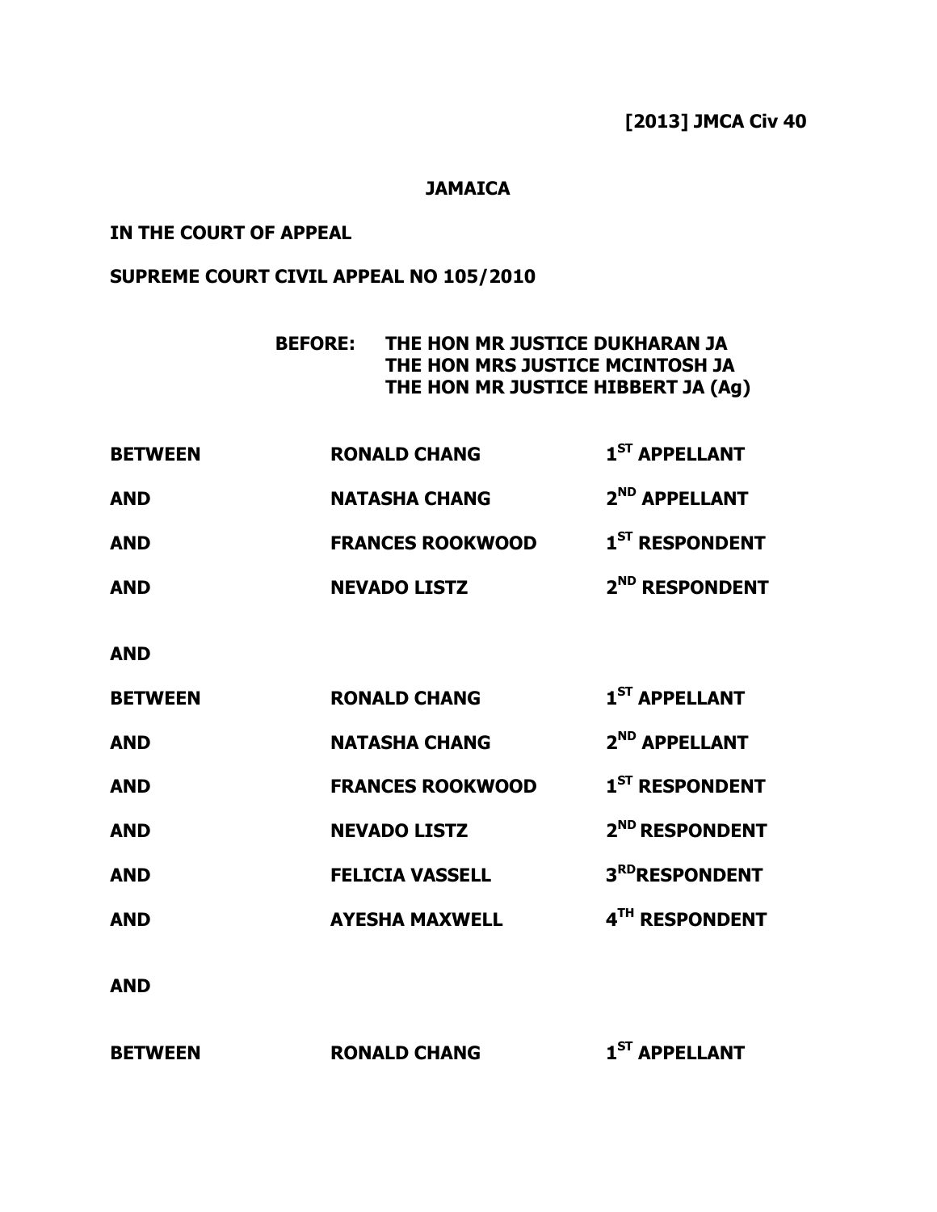**[2013] JMCA Civ 40**

**JAMAICA**

**IN THE COURT OF APPEAL**

**SUPREME COURT CIVIL APPEAL NO 105/2010**

**BEFORE: THE HON MR JUSTICE DUKHARAN JA**
**THE HON MRS JUSTICE MCINTOSH JA**
**THE HON MR JUSTICE HIBBERT JA (Ag)**

| | | |
|---|---|---|
| **BETWEEN** | **RONALD CHANG** | **1ST APPELLANT** |
| **AND** | **NATASHA CHANG** | **2ND APPELLANT** |
| **AND** | **FRANCES ROOKWOOD** | **1ST RESPONDENT** |
| **AND** | **NEVADO LISTZ** | **2ND RESPONDENT** |

**AND**

| | | |
|---|---|---|
| **BETWEEN** | **RONALD CHANG** | **1ST APPELLANT** |
| **AND** | **NATASHA CHANG** | **2ND APPELLANT** |
| **AND** | **FRANCES ROOKWOOD** | **1ST RESPONDENT** |
| **AND** | **NEVADO LISTZ** | **2ND RESPONDENT** |
| **AND** | **FELICIA VASSELL** | **3RD RESPONDENT** |
| **AND** | **AYESHA MAXWELL** | **4TH RESPONDENT** |

**AND**

| | | |
|---|---|---|
| **BETWEEN** | **RONALD CHANG** | **1ST APPELLANT** |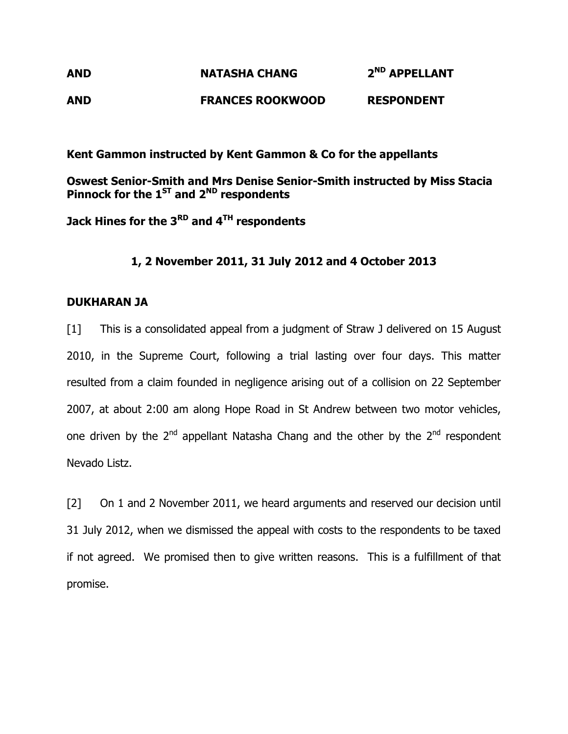| | | |
|---|---|---|
| **AND** | **NATASHA CHANG** | **2ND APPELLANT** |
| **AND** | **FRANCES ROOKWOOD** | **RESPONDENT** |

**Kent Gammon instructed by Kent Gammon & Co for the appellants**

**Oswest Senior-Smith and Mrs Denise Senior-Smith instructed by Miss Stacia Pinnock for the 1ST and 2ND respondents**

**Jack Hines for the 3RD and 4TH respondents**

**1, 2 November 2011, 31 July 2012 and 4 October 2013**

**DUKHARAN JA**

[1] This is a consolidated appeal from a judgment of Straw J delivered on 15 August 2010, in the Supreme Court, following a trial lasting over four days. This matter resulted from a claim founded in negligence arising out of a collision on 22 September 2007, at about 2:00 am along Hope Road in St Andrew between two motor vehicles, one driven by the 2nd appellant Natasha Chang and the other by the 2nd respondent Nevado Listz.

[2] On 1 and 2 November 2011, we heard arguments and reserved our decision until 31 July 2012, when we dismissed the appeal with costs to the respondents to be taxed if not agreed. We promised then to give written reasons. This is a fulfillment of that promise.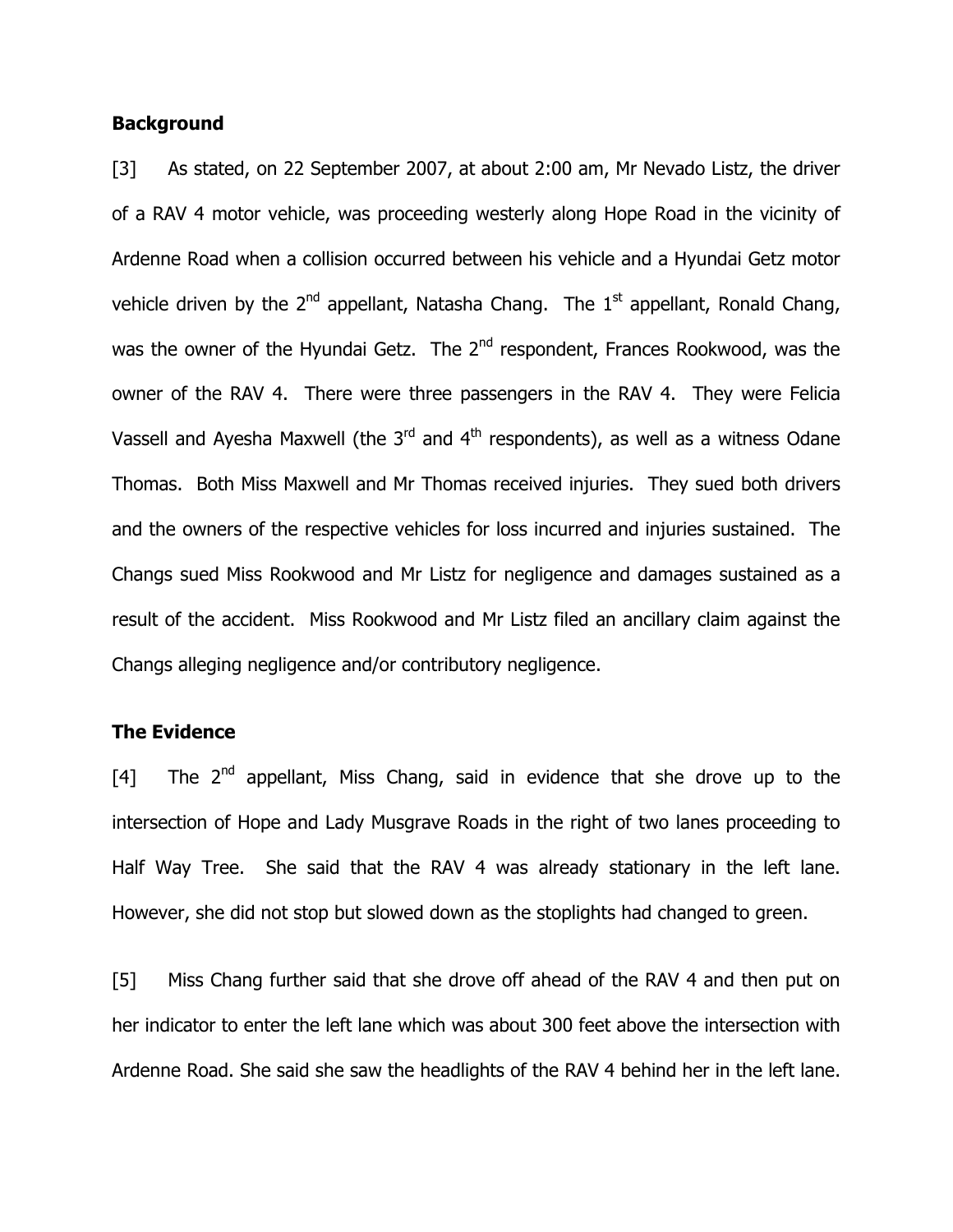**Background**

[3] As stated, on 22 September 2007, at about 2:00 am, Mr Nevado Listz, the driver of a RAV 4 motor vehicle, was proceeding westerly along Hope Road in the vicinity of Ardenne Road when a collision occurred between his vehicle and a Hyundai Getz motor vehicle driven by the 2nd appellant, Natasha Chang. The 1st appellant, Ronald Chang, was the owner of the Hyundai Getz. The 2nd respondent, Frances Rookwood, was the owner of the RAV 4. There were three passengers in the RAV 4. They were Felicia Vassell and Ayesha Maxwell (the 3rd and 4th respondents), as well as a witness Odane Thomas. Both Miss Maxwell and Mr Thomas received injuries. They sued both drivers and the owners of the respective vehicles for loss incurred and injuries sustained. The Changs sued Miss Rookwood and Mr Listz for negligence and damages sustained as a result of the accident. Miss Rookwood and Mr Listz filed an ancillary claim against the Changs alleging negligence and/or contributory negligence.

**The Evidence**

[4] The 2nd appellant, Miss Chang, said in evidence that she drove up to the intersection of Hope and Lady Musgrave Roads in the right of two lanes proceeding to Half Way Tree. She said that the RAV 4 was already stationary in the left lane. However, she did not stop but slowed down as the stoplights had changed to green.

[5] Miss Chang further said that she drove off ahead of the RAV 4 and then put on her indicator to enter the left lane which was about 300 feet above the intersection with Ardenne Road. She said she saw the headlights of the RAV 4 behind her in the left lane.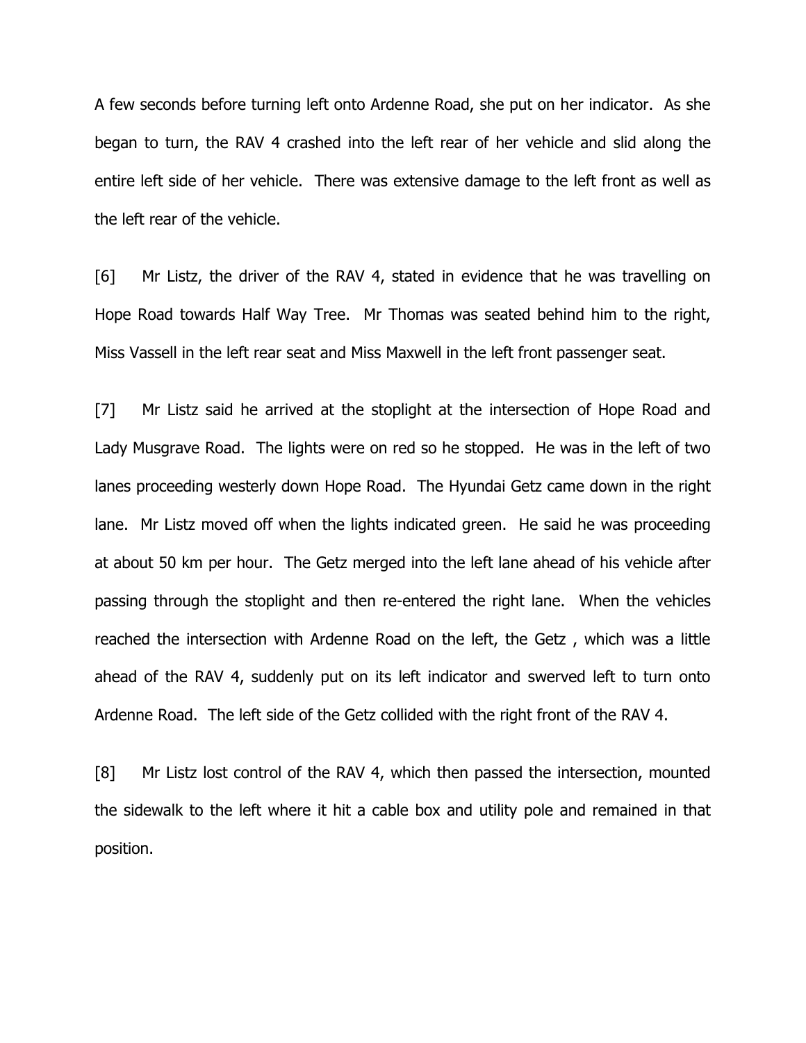A few seconds before turning left onto Ardenne Road, she put on her indicator. As she began to turn, the RAV 4 crashed into the left rear of her vehicle and slid along the entire left side of her vehicle. There was extensive damage to the left front as well as the left rear of the vehicle.

[6] Mr Listz, the driver of the RAV 4, stated in evidence that he was travelling on Hope Road towards Half Way Tree. Mr Thomas was seated behind him to the right, Miss Vassell in the left rear seat and Miss Maxwell in the left front passenger seat.

[7] Mr Listz said he arrived at the stoplight at the intersection of Hope Road and Lady Musgrave Road. The lights were on red so he stopped. He was in the left of two lanes proceeding westerly down Hope Road. The Hyundai Getz came down in the right lane. Mr Listz moved off when the lights indicated green. He said he was proceeding at about 50 km per hour. The Getz merged into the left lane ahead of his vehicle after passing through the stoplight and then re-entered the right lane. When the vehicles reached the intersection with Ardenne Road on the left, the Getz , which was a little ahead of the RAV 4, suddenly put on its left indicator and swerved left to turn onto Ardenne Road. The left side of the Getz collided with the right front of the RAV 4.

[8] Mr Listz lost control of the RAV 4, which then passed the intersection, mounted the sidewalk to the left where it hit a cable box and utility pole and remained in that position.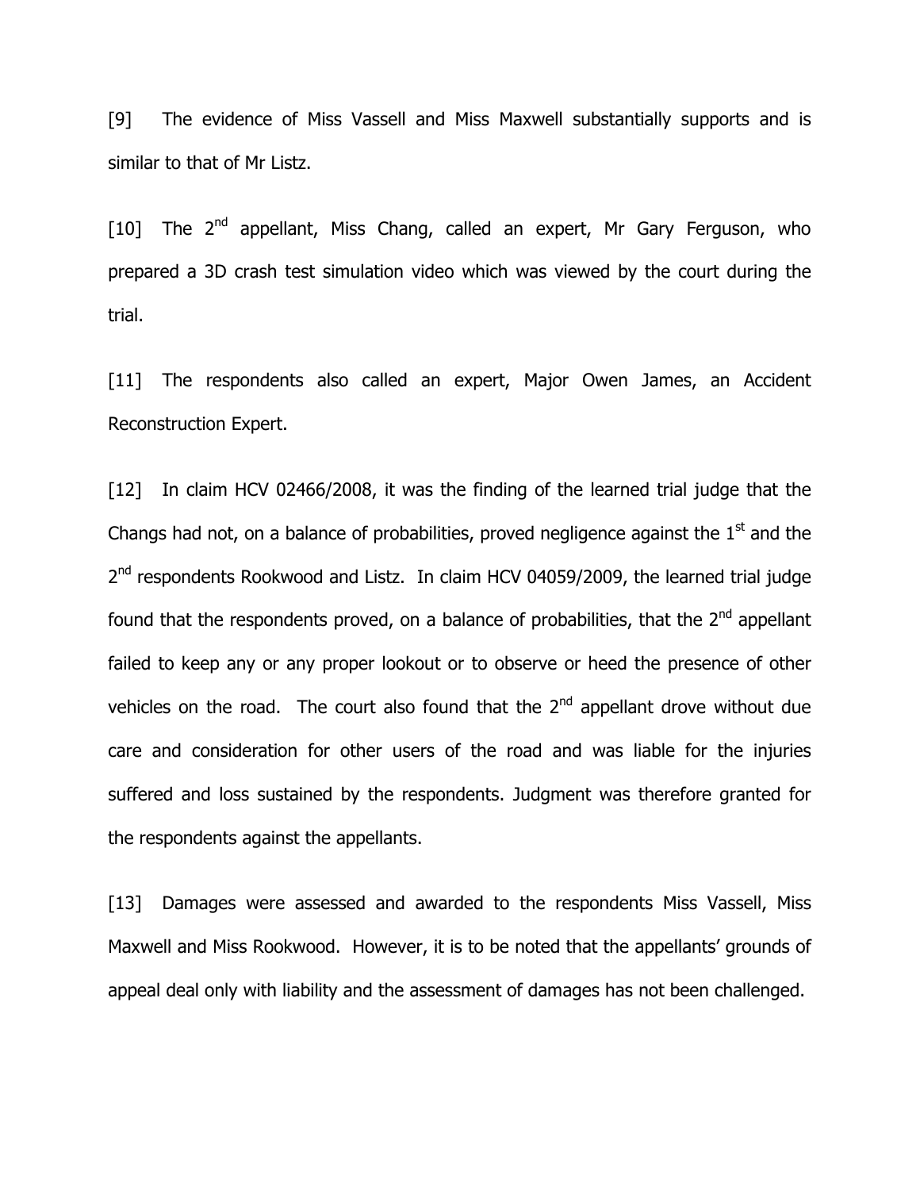[9] The evidence of Miss Vassell and Miss Maxwell substantially supports and is similar to that of Mr Listz.

[10] The 2nd appellant, Miss Chang, called an expert, Mr Gary Ferguson, who prepared a 3D crash test simulation video which was viewed by the court during the trial.

[11] The respondents also called an expert, Major Owen James, an Accident Reconstruction Expert.

[12] In claim HCV 02466/2008, it was the finding of the learned trial judge that the Changs had not, on a balance of probabilities, proved negligence against the 1st and the 2nd respondents Rookwood and Listz. In claim HCV 04059/2009, the learned trial judge found that the respondents proved, on a balance of probabilities, that the 2nd appellant failed to keep any or any proper lookout or to observe or heed the presence of other vehicles on the road. The court also found that the 2nd appellant drove without due care and consideration for other users of the road and was liable for the injuries suffered and loss sustained by the respondents. Judgment was therefore granted for the respondents against the appellants.

[13] Damages were assessed and awarded to the respondents Miss Vassell, Miss Maxwell and Miss Rookwood. However, it is to be noted that the appellants' grounds of appeal deal only with liability and the assessment of damages has not been challenged.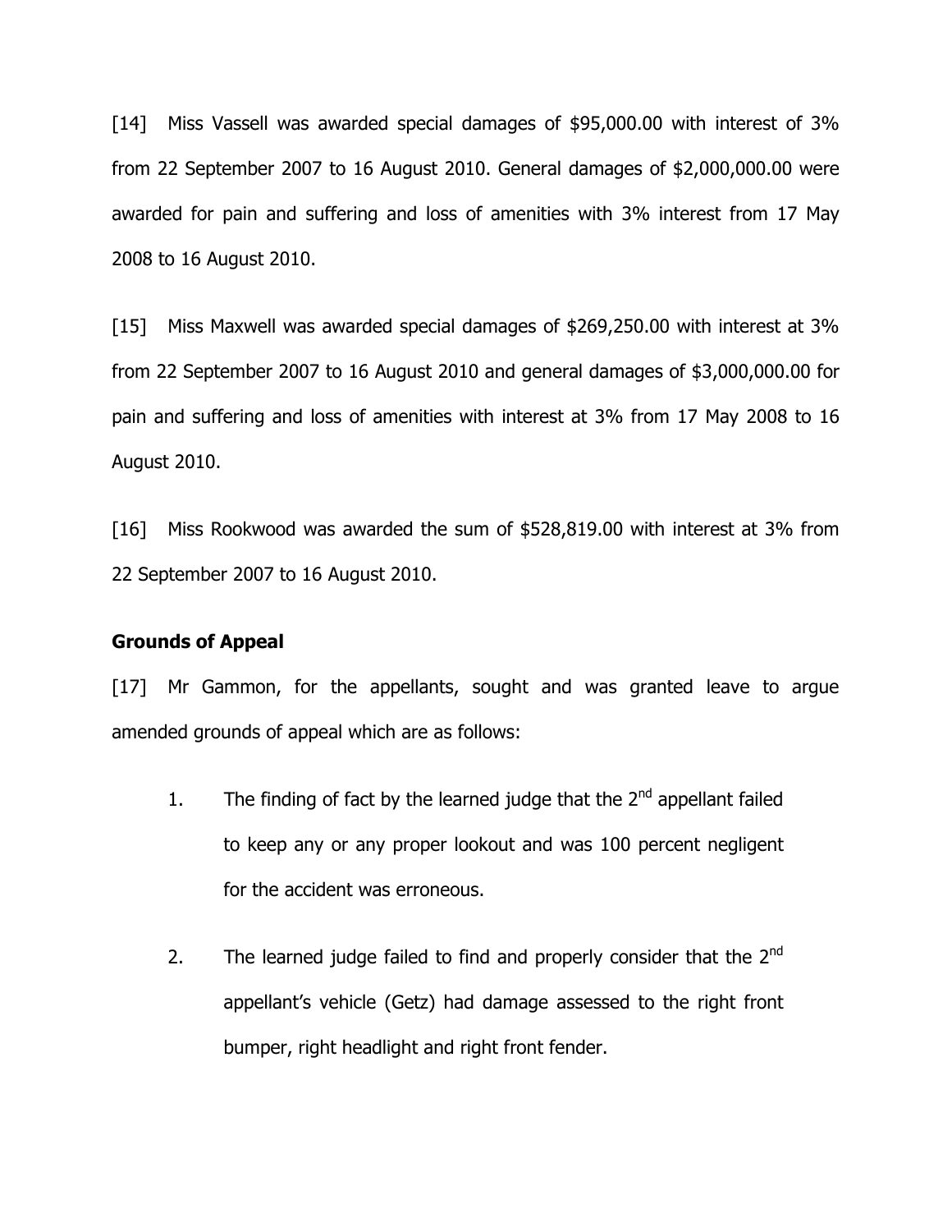[14] Miss Vassell was awarded special damages of $95,000.00 with interest of 3% from 22 September 2007 to 16 August 2010. General damages of $2,000,000.00 were awarded for pain and suffering and loss of amenities with 3% interest from 17 May 2008 to 16 August 2010.

[15] Miss Maxwell was awarded special damages of $269,250.00 with interest at 3% from 22 September 2007 to 16 August 2010 and general damages of $3,000,000.00 for pain and suffering and loss of amenities with interest at 3% from 17 May 2008 to 16 August 2010.

[16] Miss Rookwood was awarded the sum of $528,819.00 with interest at 3% from 22 September 2007 to 16 August 2010.

**Grounds of Appeal**

[17] Mr Gammon, for the appellants, sought and was granted leave to argue amended grounds of appeal which are as follows:

1. The finding of fact by the learned judge that the 2nd appellant failed to keep any or any proper lookout and was 100 percent negligent for the accident was erroneous.

2. The learned judge failed to find and properly consider that the 2nd appellant's vehicle (Getz) had damage assessed to the right front bumper, right headlight and right front fender.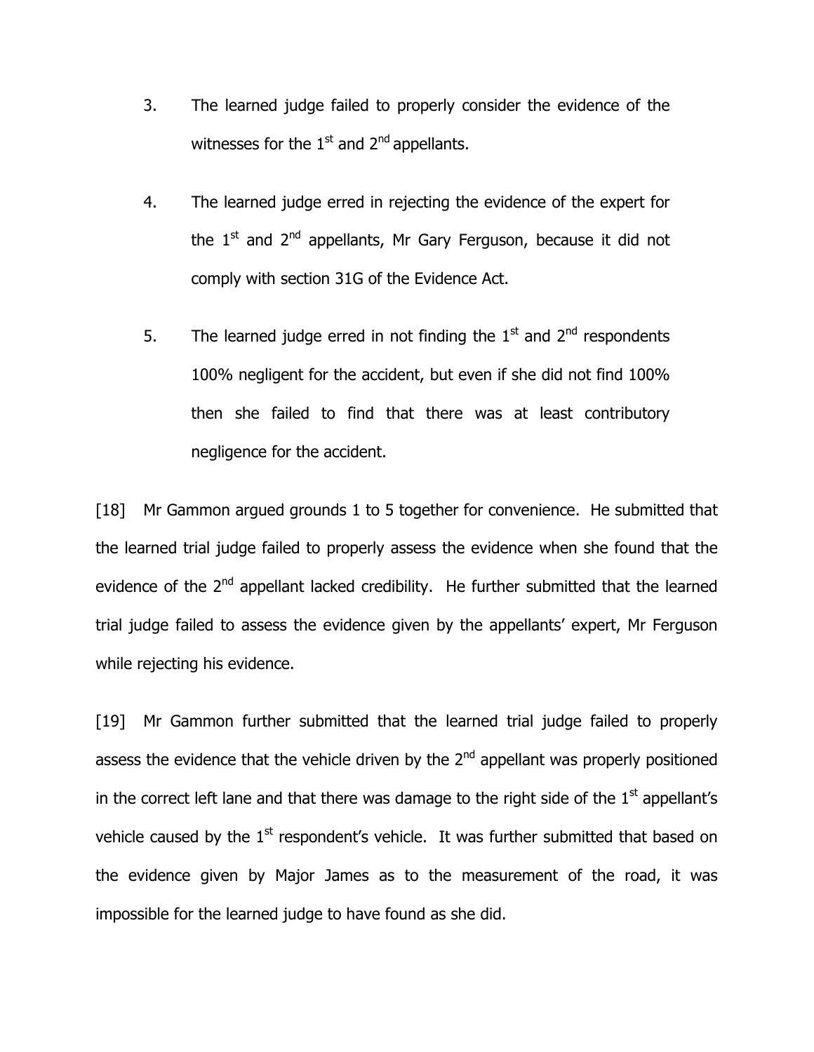3. The learned judge failed to properly consider the evidence of the witnesses for the 1st and 2nd appellants.

4. The learned judge erred in rejecting the evidence of the expert for the 1st and 2nd appellants, Mr Gary Ferguson, because it did not comply with section 31G of the Evidence Act.

5. The learned judge erred in not finding the 1st and 2nd respondents 100% negligent for the accident, but even if she did not find 100% then she failed to find that there was at least contributory negligence for the accident.

[18] Mr Gammon argued grounds 1 to 5 together for convenience. He submitted that the learned trial judge failed to properly assess the evidence when she found that the evidence of the 2nd appellant lacked credibility. He further submitted that the learned trial judge failed to assess the evidence given by the appellants' expert, Mr Ferguson while rejecting his evidence.

[19] Mr Gammon further submitted that the learned trial judge failed to properly assess the evidence that the vehicle driven by the 2nd appellant was properly positioned in the correct left lane and that there was damage to the right side of the 1st appellant's vehicle caused by the 1st respondent's vehicle. It was further submitted that based on the evidence given by Major James as to the measurement of the road, it was impossible for the learned judge to have found as she did.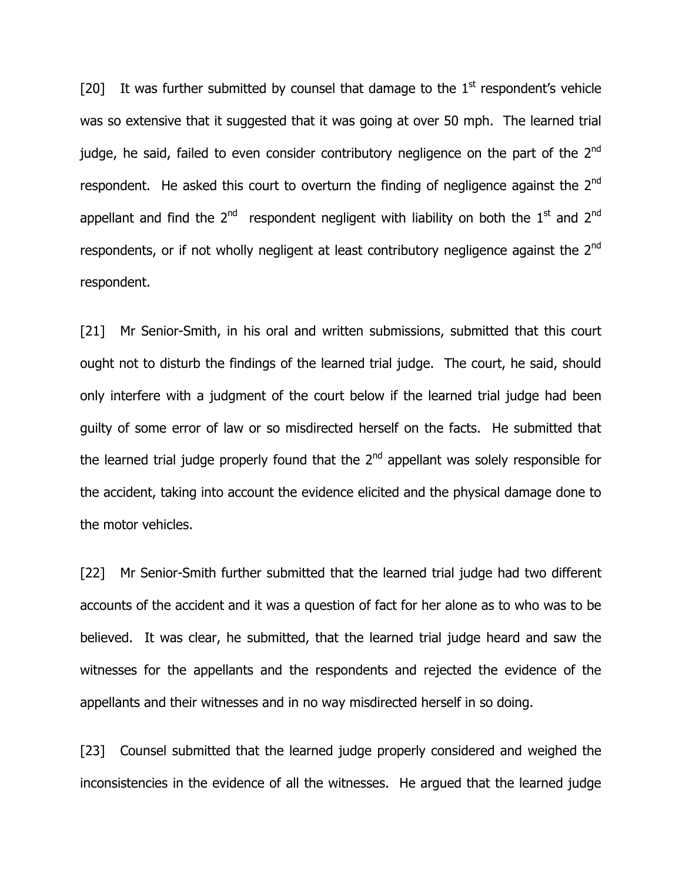[20] It was further submitted by counsel that damage to the 1st respondent's vehicle was so extensive that it suggested that it was going at over 50 mph. The learned trial judge, he said, failed to even consider contributory negligence on the part of the 2nd respondent. He asked this court to overturn the finding of negligence against the 2nd appellant and find the 2nd respondent negligent with liability on both the 1st and 2nd respondents, or if not wholly negligent at least contributory negligence against the 2nd respondent.

[21] Mr Senior-Smith, in his oral and written submissions, submitted that this court ought not to disturb the findings of the learned trial judge. The court, he said, should only interfere with a judgment of the court below if the learned trial judge had been guilty of some error of law or so misdirected herself on the facts. He submitted that the learned trial judge properly found that the 2nd appellant was solely responsible for the accident, taking into account the evidence elicited and the physical damage done to the motor vehicles.

[22] Mr Senior-Smith further submitted that the learned trial judge had two different accounts of the accident and it was a question of fact for her alone as to who was to be believed. It was clear, he submitted, that the learned trial judge heard and saw the witnesses for the appellants and the respondents and rejected the evidence of the appellants and their witnesses and in no way misdirected herself in so doing.

[23] Counsel submitted that the learned judge properly considered and weighed the inconsistencies in the evidence of all the witnesses. He argued that the learned judge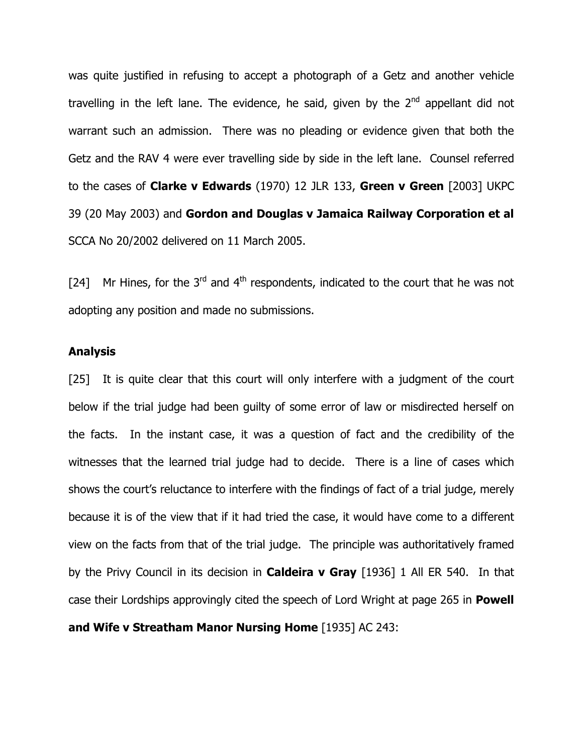was quite justified in refusing to accept a photograph of a Getz and another vehicle travelling in the left lane. The evidence, he said, given by the 2nd appellant did not warrant such an admission. There was no pleading or evidence given that both the Getz and the RAV 4 were ever travelling side by side in the left lane. Counsel referred to the cases of **Clarke v Edwards** (1970) 12 JLR 133, **Green v Green** [2003] UKPC 39 (20 May 2003) and **Gordon and Douglas v Jamaica Railway Corporation et al** SCCA No 20/2002 delivered on 11 March 2005.

[24] Mr Hines, for the 3rd and 4th respondents, indicated to the court that he was not adopting any position and made no submissions.

### Analysis

[25] It is quite clear that this court will only interfere with a judgment of the court below if the trial judge had been guilty of some error of law or misdirected herself on the facts. In the instant case, it was a question of fact and the credibility of the witnesses that the learned trial judge had to decide. There is a line of cases which shows the court's reluctance to interfere with the findings of fact of a trial judge, merely because it is of the view that if it had tried the case, it would have come to a different view on the facts from that of the trial judge. The principle was authoritatively framed by the Privy Council in its decision in **Caldeira v Gray** [1936] 1 All ER 540. In that case their Lordships approvingly cited the speech of Lord Wright at page 265 in **Powell and Wife v Streatham Manor Nursing Home** [1935] AC 243: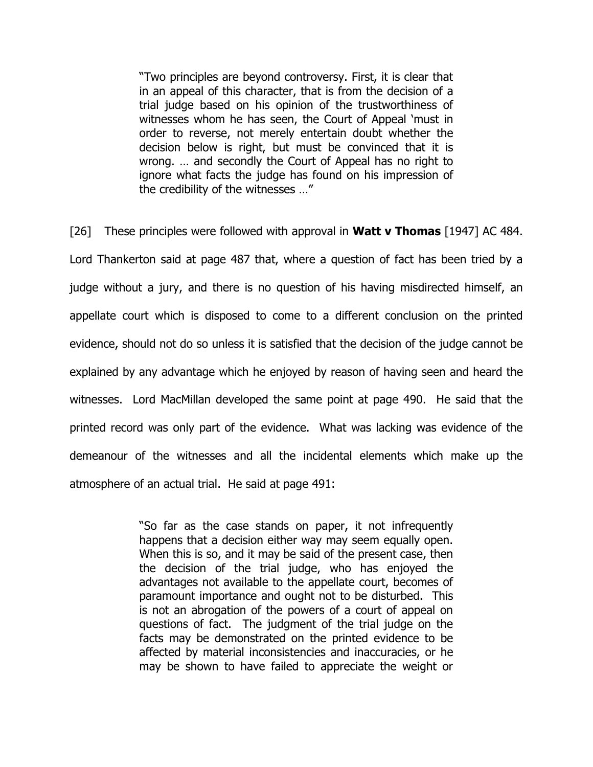> "Two principles are beyond controversy. First, it is clear that in an appeal of this character, that is from the decision of a trial judge based on his opinion of the trustworthiness of witnesses whom he has seen, the Court of Appeal 'must in order to reverse, not merely entertain doubt whether the decision below is right, but must be convinced that it is wrong. … and secondly the Court of Appeal has no right to ignore what facts the judge has found on his impression of the credibility of the witnesses …"

[26] These principles were followed with approval in **Watt v Thomas** [1947] AC 484. Lord Thankerton said at page 487 that, where a question of fact has been tried by a judge without a jury, and there is no question of his having misdirected himself, an appellate court which is disposed to come to a different conclusion on the printed evidence, should not do so unless it is satisfied that the decision of the judge cannot be explained by any advantage which he enjoyed by reason of having seen and heard the witnesses. Lord MacMillan developed the same point at page 490. He said that the printed record was only part of the evidence. What was lacking was evidence of the demeanour of the witnesses and all the incidental elements which make up the atmosphere of an actual trial. He said at page 491:

> "So far as the case stands on paper, it not infrequently happens that a decision either way may seem equally open. When this is so, and it may be said of the present case, then the decision of the trial judge, who has enjoyed the advantages not available to the appellate court, becomes of paramount importance and ought not to be disturbed. This is not an abrogation of the powers of a court of appeal on questions of fact. The judgment of the trial judge on the facts may be demonstrated on the printed evidence to be affected by material inconsistencies and inaccuracies, or he may be shown to have failed to appreciate the weight or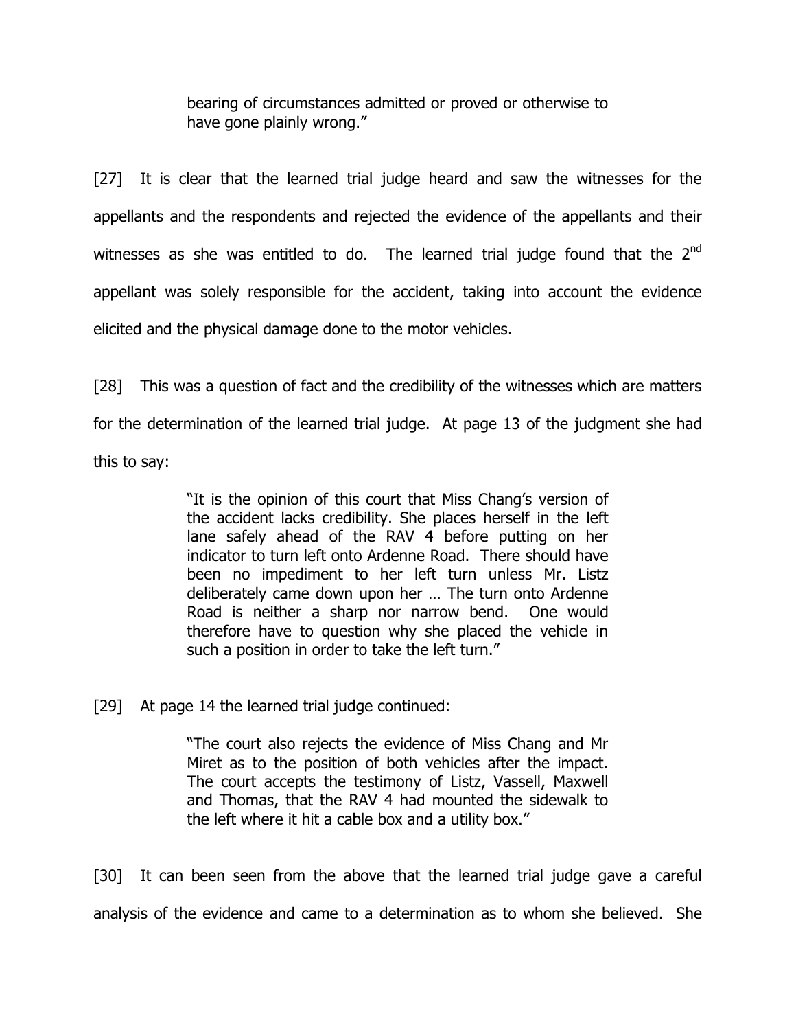> bearing of circumstances admitted or proved or otherwise to have gone plainly wrong."

[27] It is clear that the learned trial judge heard and saw the witnesses for the appellants and the respondents and rejected the evidence of the appellants and their witnesses as she was entitled to do. The learned trial judge found that the 2nd appellant was solely responsible for the accident, taking into account the evidence elicited and the physical damage done to the motor vehicles.

[28] This was a question of fact and the credibility of the witnesses which are matters for the determination of the learned trial judge. At page 13 of the judgment she had this to say:

> "It is the opinion of this court that Miss Chang's version of the accident lacks credibility. She places herself in the left lane safely ahead of the RAV 4 before putting on her indicator to turn left onto Ardenne Road. There should have been no impediment to her left turn unless Mr. Listz deliberately came down upon her … The turn onto Ardenne Road is neither a sharp nor narrow bend. One would therefore have to question why she placed the vehicle in such a position in order to take the left turn."

[29] At page 14 the learned trial judge continued:

> "The court also rejects the evidence of Miss Chang and Mr Miret as to the position of both vehicles after the impact. The court accepts the testimony of Listz, Vassell, Maxwell and Thomas, that the RAV 4 had mounted the sidewalk to the left where it hit a cable box and a utility box."

[30] It can been seen from the above that the learned trial judge gave a careful analysis of the evidence and came to a determination as to whom she believed. She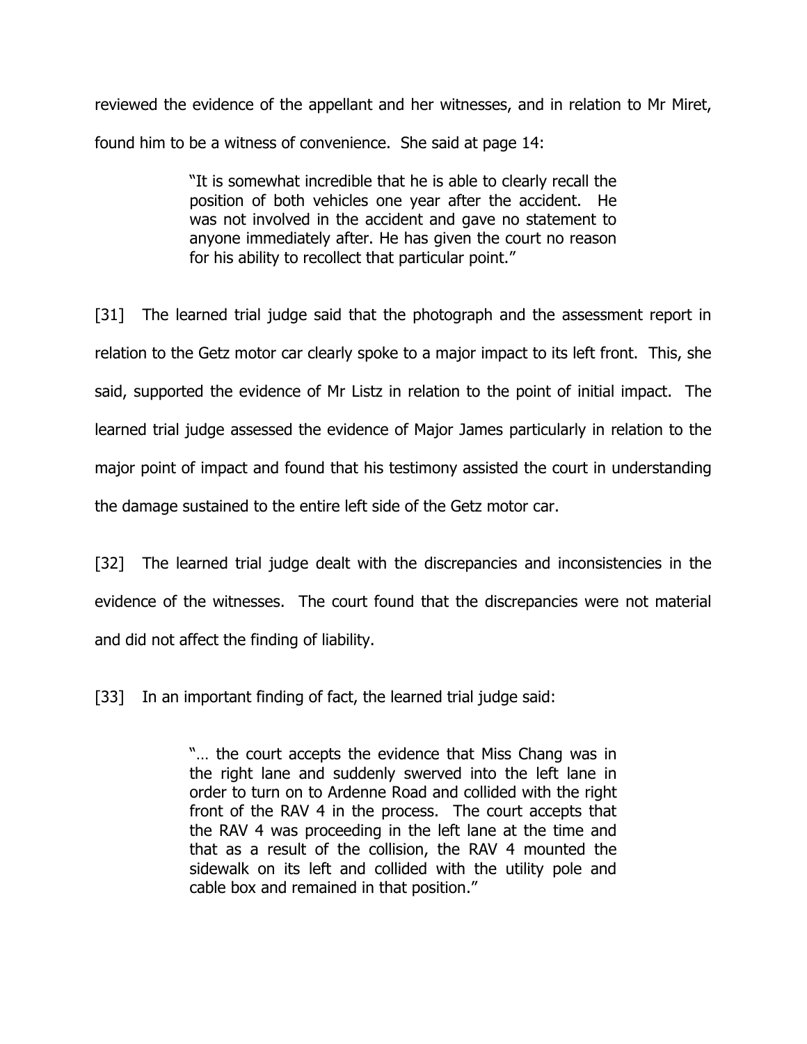reviewed the evidence of the appellant and her witnesses, and in relation to Mr Miret, found him to be a witness of convenience. She said at page 14:

> "It is somewhat incredible that he is able to clearly recall the position of both vehicles one year after the accident. He was not involved in the accident and gave no statement to anyone immediately after. He has given the court no reason for his ability to recollect that particular point."

[31] The learned trial judge said that the photograph and the assessment report in relation to the Getz motor car clearly spoke to a major impact to its left front. This, she said, supported the evidence of Mr Listz in relation to the point of initial impact. The learned trial judge assessed the evidence of Major James particularly in relation to the major point of impact and found that his testimony assisted the court in understanding the damage sustained to the entire left side of the Getz motor car.

[32] The learned trial judge dealt with the discrepancies and inconsistencies in the evidence of the witnesses. The court found that the discrepancies were not material and did not affect the finding of liability.

[33] In an important finding of fact, the learned trial judge said:

> "… the court accepts the evidence that Miss Chang was in the right lane and suddenly swerved into the left lane in order to turn on to Ardenne Road and collided with the right front of the RAV 4 in the process. The court accepts that the RAV 4 was proceeding in the left lane at the time and that as a result of the collision, the RAV 4 mounted the sidewalk on its left and collided with the utility pole and cable box and remained in that position."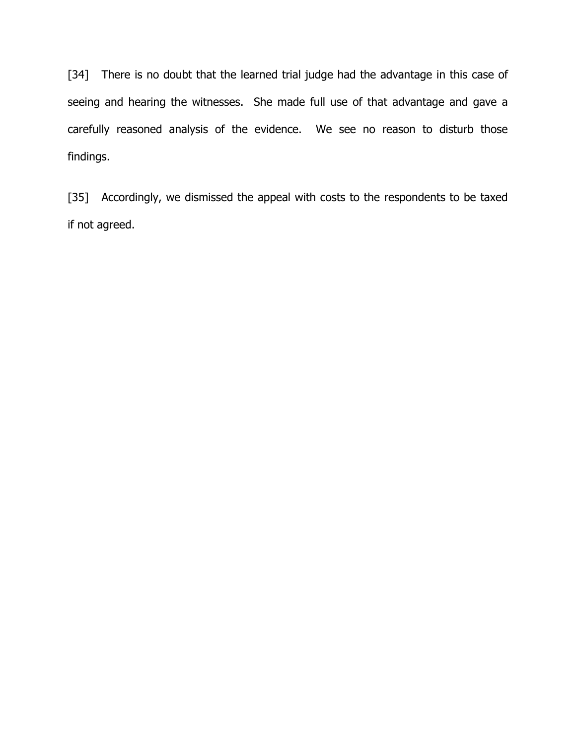[34] There is no doubt that the learned trial judge had the advantage in this case of seeing and hearing the witnesses. She made full use of that advantage and gave a carefully reasoned analysis of the evidence. We see no reason to disturb those findings.

[35] Accordingly, we dismissed the appeal with costs to the respondents to be taxed if not agreed.